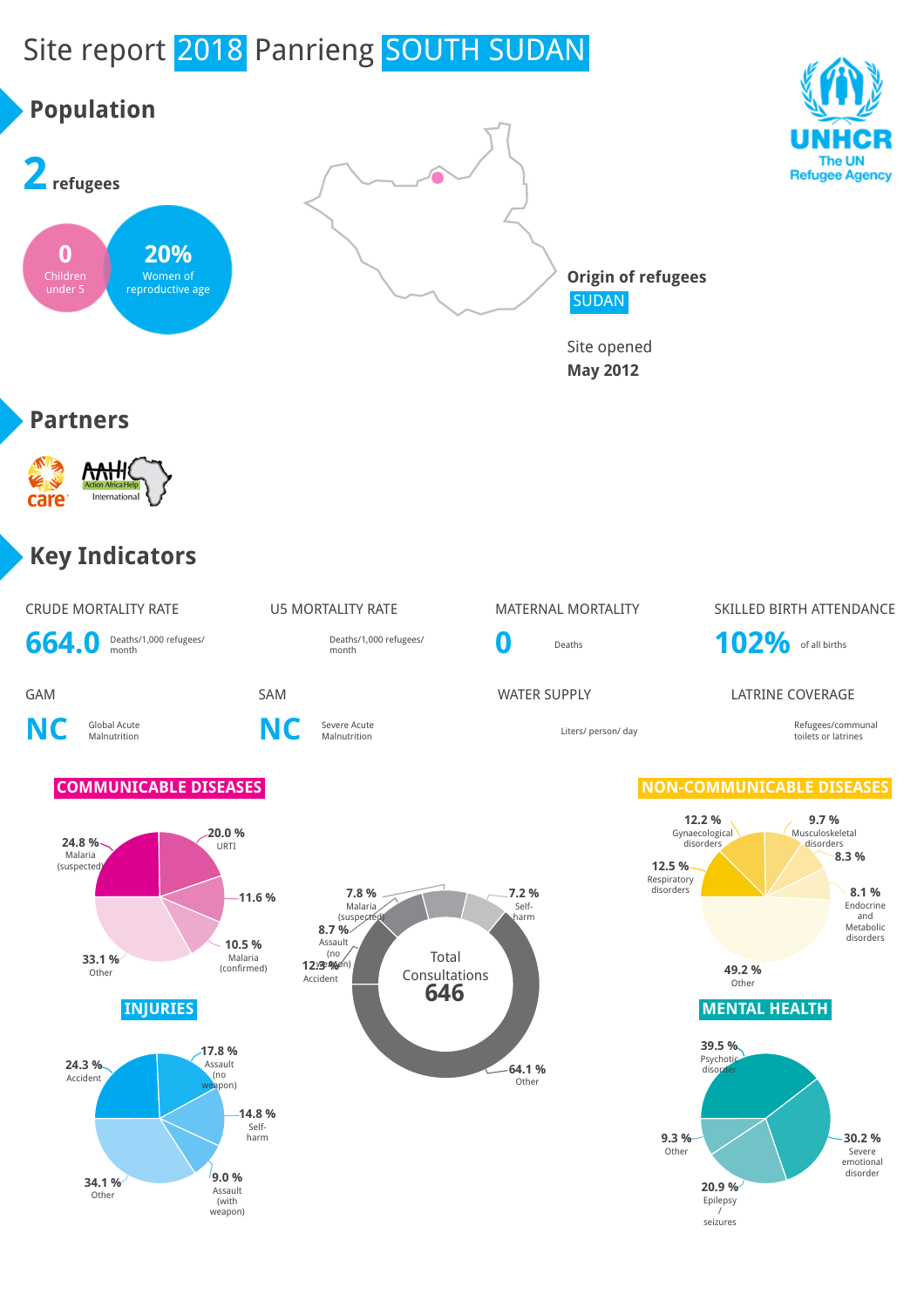# Site report 2018 Panrieng SOUTH SUDAN

## Population

**2** refugees

**0** Children under 5

**20%** Women of reproductive age

**Origin of refugees**
SUDAN

Site opened
**May 2012**

UNHCR
The UN Refugee Agency

## Partners

care

AAH-I Action Africa Help International

## Key Indicators

| CRUDE MORTALITY RATE | U5 MORTALITY RATE | MATERNAL MORTALITY | SKILLED BIRTH ATTENDANCE |
|---|---|---|---|
| **664.0** Deaths/1,000 refugees/ month | Deaths/1,000 refugees/ month | **0** Deaths | **102%** of all births |

| GAM | SAM | WATER SUPPLY | LATRINE COVERAGE |
|---|---|---|---|
| **NC** Global Acute Malnutrition | **NC** Severe Acute Malnutrition | Liters/ person/ day | Refugees/communal toilets or latrines |

### COMMUNICABLE DISEASES

- 24.8 % Malaria (suspected)
- 20.0 % URTI
- 11.6 %
- 10.5 % Malaria (confirmed)
- 33.1 % Other

### Total Consultations 646

- 7.8 % Malaria (suspected)
- 8.7 % Assault (no weapon)
- 12.3 % Accident
- 7.2 % Self-harm
- 64.1 % Other

### NON-COMMUNICABLE DISEASES

- 12.2 % Gynaecological disorders
- 9.7 % Musculoskeletal disorders
- 8.3 %
- 12.5 % Respiratory disorders
- 8.1 % Endocrine and Metabolic disorders
- 49.2 % Other

### INJURIES

- 24.3 % Accident
- 17.8 % Assault (no weapon)
- 14.8 % Self-harm
- 9.0 % Assault (with weapon)
- 34.1 % Other

### MENTAL HEALTH

- 39.5 % Psychotic disorder
- 30.2 % Severe emotional disorder
- 20.9 % Epilepsy / seizures
- 9.3 % Other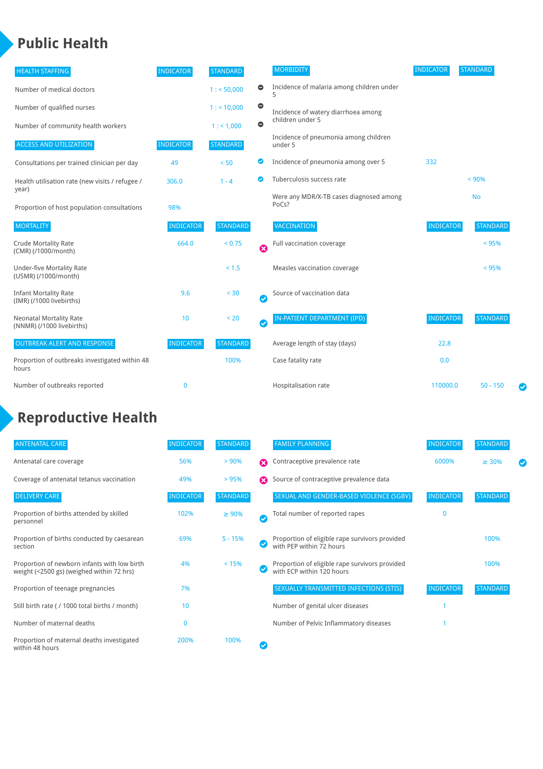# Public Health

| HEALTH STAFFING | INDICATOR | STANDARD |
|---|---|---|
| Number of medical doctors | | 1 : < 50,000 |
| Number of qualified nurses | | 1 : < 10,000 |
| Number of community health workers | | 1 : < 1,000 |

| ACCESS AND UTILIZATION | INDICATOR | STANDARD |
|---|---|---|
| Consultations per trained clinician per day | 49 | < 50 |
| Health utilisation rate (new visits / refugee / year) | 306.0 | 1 - 4 |
| Proportion of host population consultations | 98% | |

| MORTALITY | INDICATOR | STANDARD |
|---|---|---|
| Crude Mortality Rate (CMR) (/1000/month) | 664.0 | < 0.75 |
| Under-five Mortality Rate (U5MR) (/1000/month) | | < 1.5 |
| Infant Mortality Rate (IMR) (/1000 livebirths) | 9.6 | < 30 |
| Neonatal Mortality Rate (NNMR) (/1000 livebirths) | 10 | < 20 |

| OUTBREAK ALERT AND RESPONSE | INDICATOR | STANDARD |
|---|---|---|
| Proportion of outbreaks investigated within 48 hours | | 100% |
| Number of outbreaks reported | 0 | |

| MORBIDITY | INDICATOR | STANDARD |
|---|---|---|
| Incidence of malaria among children under 5 | | |
| Incidence of watery diarrhoea among children under 5 | | |
| Incidence of pneumonia among children under 5 | | |
| Incidence of pneumonia among over 5 | 332 | |
| Tuberculosis success rate | | < 90% |
| Were any MDR/X-TB cases diagnosed among PoCs? | | No |

| VACCINATION | INDICATOR | STANDARD |
|---|---|---|
| Full vaccination coverage | | < 95% |
| Measles vaccination coverage | | < 95% |
| Source of vaccination data | | |

| IN-PATIENT DEPARTMENT (IPD) | INDICATOR | STANDARD |
|---|---|---|
| Average length of stay (days) | 22.8 | |
| Case fatality rate | 0.0 | |
| Hospitalisation rate | 110000.0 | 50 - 150 |

# Reproductive Health

| ANTENATAL CARE | INDICATOR | STANDARD |
|---|---|---|
| Antenatal care coverage | 56% | > 90% |
| Coverage of antenatal tetanus vaccination | 49% | > 95% |

| DELIVERY CARE | INDICATOR | STANDARD |
|---|---|---|
| Proportion of births attended by skilled personnel | 102% | ≥ 90% |
| Proportion of births conducted by caesarean section | 69% | 5 - 15% |
| Proportion of newborn infants with low birth weight (<2500 gs) (weighed within 72 hrs) | 4% | < 15% |
| Proportion of teenage pregnancies | 7% | |
| Still birth rate ( / 1000 total births / month) | 10 | |
| Number of maternal deaths | 0 | |
| Proportion of maternal deaths investigated within 48 hours | 200% | 100% |

| FAMILY PLANNING | INDICATOR | STANDARD |
|---|---|---|
| Contraceptive prevalence rate | 6000% | ≥ 30% |
| Source of contraceptive prevalence data | | |

| SEXUAL AND GENDER-BASED VIOLENCE (SGBV) | INDICATOR | STANDARD |
|---|---|---|
| Total number of reported rapes | 0 | |
| Proportion of eligible rape survivors provided with PEP within 72 hours | | 100% |
| Proportion of eligible rape survivors provided with ECP within 120 hours | | 100% |

| SEXUALLY TRANSMITTED INFECTIONS (STIS) | INDICATOR | STANDARD |
|---|---|---|
| Number of genital ulcer diseases | 1 | |
| Number of Pelvic Inflammatory diseases | 1 | |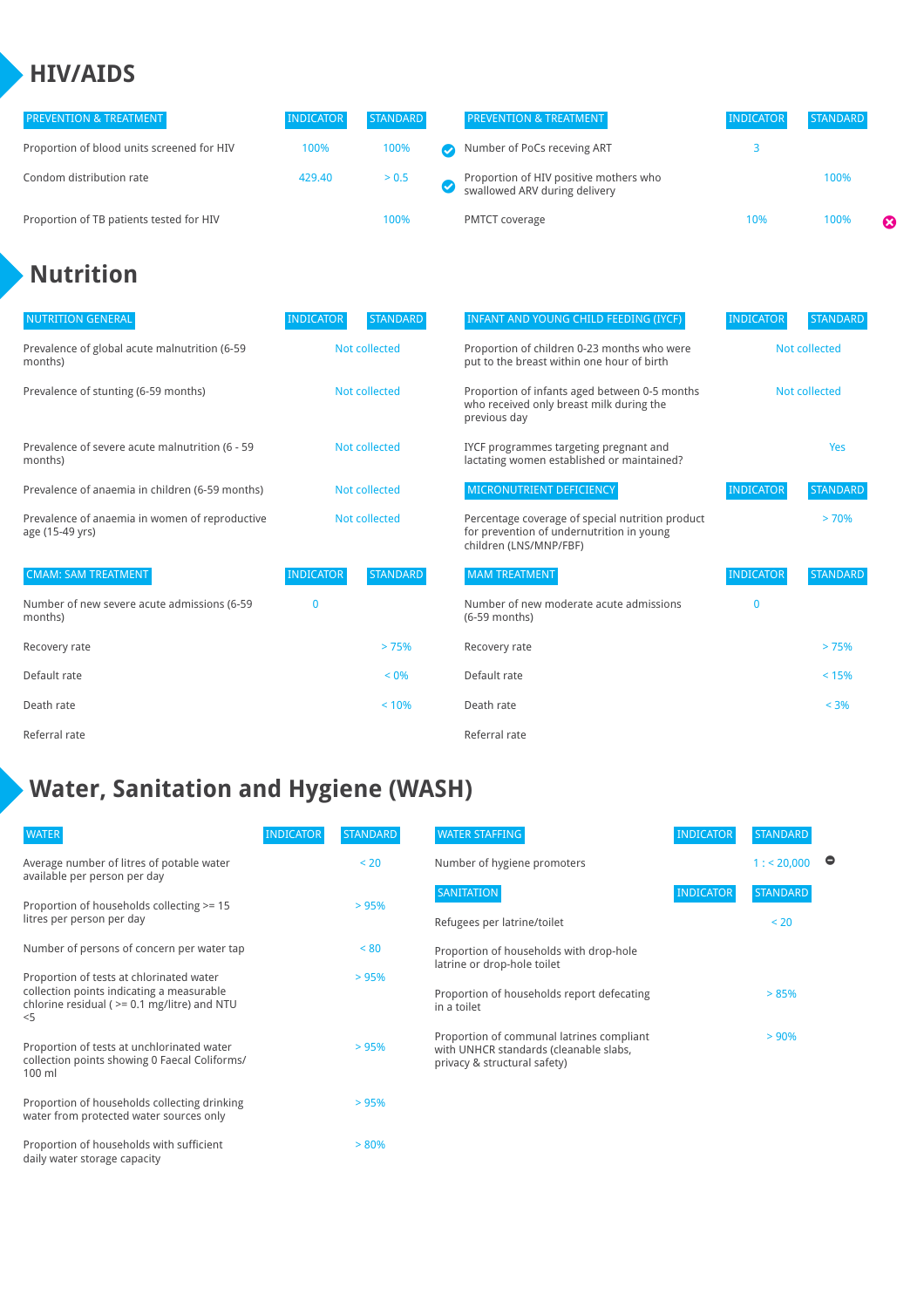# HIV/AIDS

| PREVENTION & TREATMENT | INDICATOR | STANDARD |
|---|---|---|
| Proportion of blood units screened for HIV | 100% | 100% |
| Condom distribution rate | 429.40 | > 0.5 |
| Proportion of TB patients tested for HIV | | 100% |

| PREVENTION & TREATMENT | INDICATOR | STANDARD |
|---|---|---|
| Number of PoCs receving ART | 3 | |
| Proportion of HIV positive mothers who swallowed ARV during delivery | | 100% |
| PMTCT coverage | 10% | 100% |

# Nutrition

| NUTRITION GENERAL | INDICATOR | STANDARD |
|---|---|---|
| Prevalence of global acute malnutrition (6-59 months) | Not collected | |
| Prevalence of stunting (6-59 months) | Not collected | |
| Prevalence of severe acute malnutrition (6 - 59 months) | Not collected | |
| Prevalence of anaemia in children (6-59 months) | Not collected | |
| Prevalence of anaemia in women of reproductive age (15-49 yrs) | Not collected | |

| INFANT AND YOUNG CHILD FEEDING (IYCF) | INDICATOR | STANDARD |
|---|---|---|
| Proportion of children 0-23 months who were put to the breast within one hour of birth | Not collected | |
| Proportion of infants aged between 0-5 months who received only breast milk during the previous day | Not collected | |
| IYCF programmes targeting pregnant and lactating women established or maintained? | | Yes |

| MICRONUTRIENT DEFICIENCY | INDICATOR | STANDARD |
|---|---|---|
| Percentage coverage of special nutrition product for prevention of undernutrition in young children (LNS/MNP/FBF) | | > 70% |

| CMAM: SAM TREATMENT | INDICATOR | STANDARD |
|---|---|---|
| Number of new severe acute admissions (6-59 months) | 0 | |
| Recovery rate | | > 75% |
| Default rate | | < 0% |
| Death rate | | < 10% |
| Referral rate | | |

| MAM TREATMENT | INDICATOR | STANDARD |
|---|---|---|
| Number of new moderate acute admissions (6-59 months) | 0 | |
| Recovery rate | | > 75% |
| Default rate | | < 15% |
| Death rate | | < 3% |
| Referral rate | | |

# Water, Sanitation and Hygiene (WASH)

| WATER | INDICATOR | STANDARD |
|---|---|---|
| Average number of litres of potable water available per person per day | | < 20 |
| Proportion of households collecting >= 15 litres per person per day | | > 95% |
| Number of persons of concern per water tap | | < 80 |
| Proportion of tests at chlorinated water collection points indicating a measurable chlorine residual ( >= 0.1 mg/litre) and NTU <5 | | > 95% |
| Proportion of tests at unchlorinated water collection points showing 0 Faecal Coliforms/ 100 ml | | > 95% |
| Proportion of households collecting drinking water from protected water sources only | | > 95% |
| Proportion of households with sufficient daily water storage capacity | | > 80% |

| WATER STAFFING | INDICATOR | STANDARD |
|---|---|---|
| Number of hygiene promoters | | 1 : < 20,000 |

| SANITATION | INDICATOR | STANDARD |
|---|---|---|
| Refugees per latrine/toilet | | < 20 |
| Proportion of households with drop-hole latrine or drop-hole toilet | | |
| Proportion of households report defecating in a toilet | | > 85% |
| Proportion of communal latrines compliant with UNHCR standards (cleanable slabs, privacy & structural safety) | | > 90% |